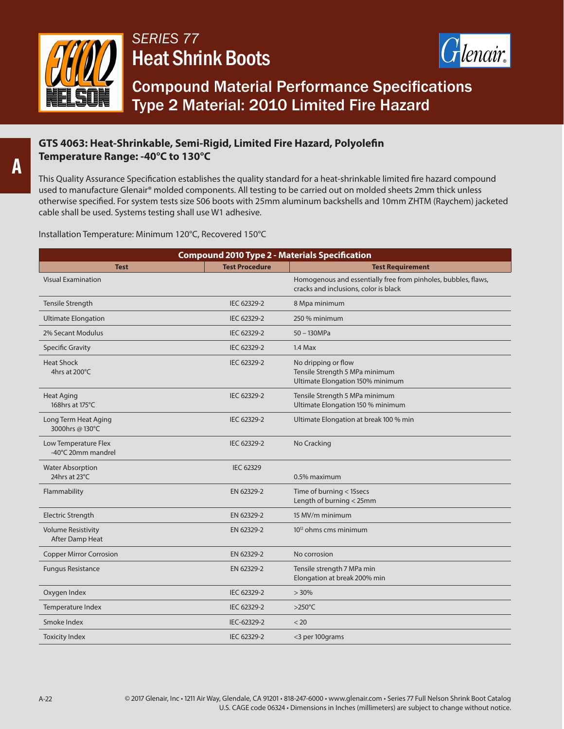*SERIES 77*

# Heat Shrink Boots

## Compound Material Performance Specifications
## Type 2 Material: 2010 Limited Fire Hazard

### GTS 4063: Heat-Shrinkable, Semi-Rigid, Limited Fire Hazard, Polyolefin
### Temperature Range: -40°C to 130°C

This Quality Assurance Specification establishes the quality standard for a heat-shrinkable limited fire hazard compound used to manufacture Glenair® molded components. All testing to be carried out on molded sheets 2mm thick unless otherwise specified. For system tests size S06 boots with 25mm aluminum backshells and 10mm ZHTM (Raychem) jacketed cable shall be used. Systems testing shall use W1 adhesive.

Installation Temperature: Minimum 120°C, Recovered 150°C

| Compound 2010 Type 2 - Materials Specification | | |
|---|---|---|
| **Test** | **Test Procedure** | **Test Requirement** |
| Visual Examination | | Homogenous and essentially free from pinholes, bubbles, flaws, cracks and inclusions, color is black |
| Tensile Strength | IEC 62329-2 | 8 Mpa minimum |
| Ultimate Elongation | IEC 62329-2 | 250 % minimum |
| 2% Secant Modulus | IEC 62329-2 | 50 – 130MPa |
| Specific Gravity | IEC 62329-2 | 1.4 Max |
| Heat Shock<br>4hrs at 200°C | IEC 62329-2 | No dripping or flow<br>Tensile Strength 5 MPa minimum<br>Ultimate Elongation 150% minimum |
| Heat Aging<br>168hrs at 175°C | IEC 62329-2 | Tensile Strength 5 MPa minimum<br>Ultimate Elongation 150 % minimum |
| Long Term Heat Aging<br>3000hrs @ 130°C | IEC 62329-2 | Ultimate Elongation at break 100 % min |
| Low Temperature Flex<br>-40°C 20mm mandrel | IEC 62329-2 | No Cracking |
| Water Absorption<br>24hrs at 23°C | IEC 62329 | 0.5% maximum |
| Flammability | EN 62329-2 | Time of burning < 15secs<br>Length of burning < 25mm |
| Electric Strength | EN 62329-2 | 15 MV/m minimum |
| Volume Resistivity<br>After Damp Heat | EN 62329-2 | $10^{12}$ ohms cms minimum |
| Copper Mirror Corrosion | EN 62329-2 | No corrosion |
| Fungus Resistance | EN 62329-2 | Tensile strength 7 MPa min<br>Elongation at break 200% min |
| Oxygen Index | IEC 62329-2 | > 30% |
| Temperature Index | IEC 62329-2 | >250°C |
| Smoke Index | IEC-62329-2 | < 20 |
| Toxicity Index | IEC 62329-2 | <3 per 100grams |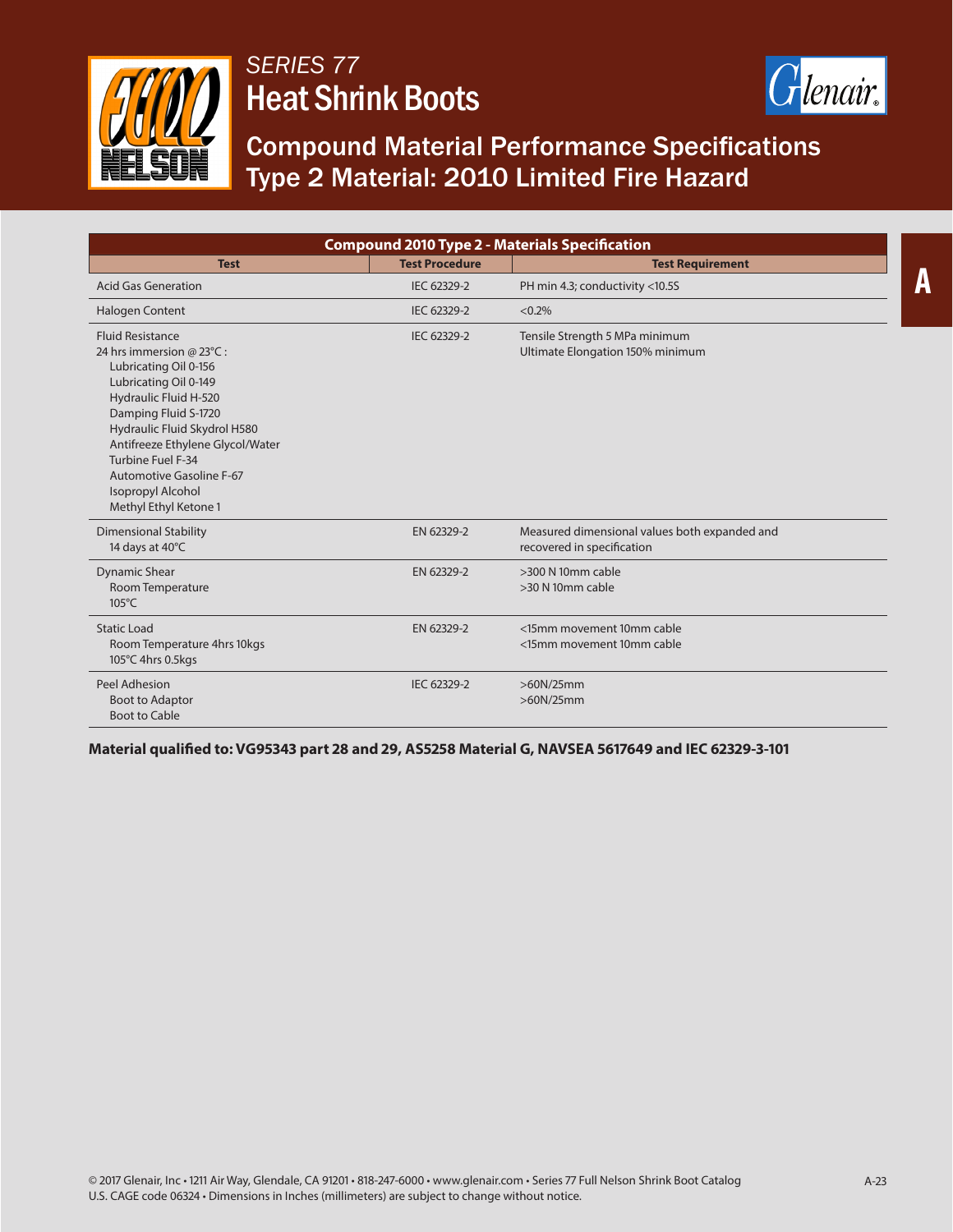# SERIES 77
# Heat Shrink Boots

## Compound Material Performance Specifications
## Type 2 Material: 2010 Limited Fire Hazard

| Compound 2010 Type 2 - Materials Specification | | |
|---|---|---|
| **Test** | **Test Procedure** | **Test Requirement** |
| Acid Gas Generation | IEC 62329-2 | PH min 4.3; conductivity <10.5S |
| Halogen Content | IEC 62329-2 | <0.2% |
| Fluid Resistance<br>24 hrs immersion @ 23°C :<br>Lubricating Oil 0-156<br>Lubricating Oil 0-149<br>Hydraulic Fluid H-520<br>Damping Fluid S-1720<br>Hydraulic Fluid Skydrol H580<br>Antifreeze Ethylene Glycol/Water<br>Turbine Fuel F-34<br>Automotive Gasoline F-67<br>Isopropyl Alcohol<br>Methyl Ethyl Ketone 1 | IEC 62329-2 | Tensile Strength 5 MPa minimum<br>Ultimate Elongation 150% minimum |
| Dimensional Stability<br>14 days at 40°C | EN 62329-2 | Measured dimensional values both expanded and recovered in specification |
| Dynamic Shear<br>Room Temperature<br>105°C | EN 62329-2 | >300 N 10mm cable<br>>30 N 10mm cable |
| Static Load<br>Room Temperature 4hrs 10kgs<br>105°C 4hrs 0.5kgs | EN 62329-2 | <15mm movement 10mm cable<br><15mm movement 10mm cable |
| Peel Adhesion<br>Boot to Adaptor<br>Boot to Cable | IEC 62329-2 | >60N/25mm<br>>60N/25mm |

**Material qualified to: VG95343 part 28 and 29, AS5258 Material G, NAVSEA 5617649 and IEC 62329-3-101**